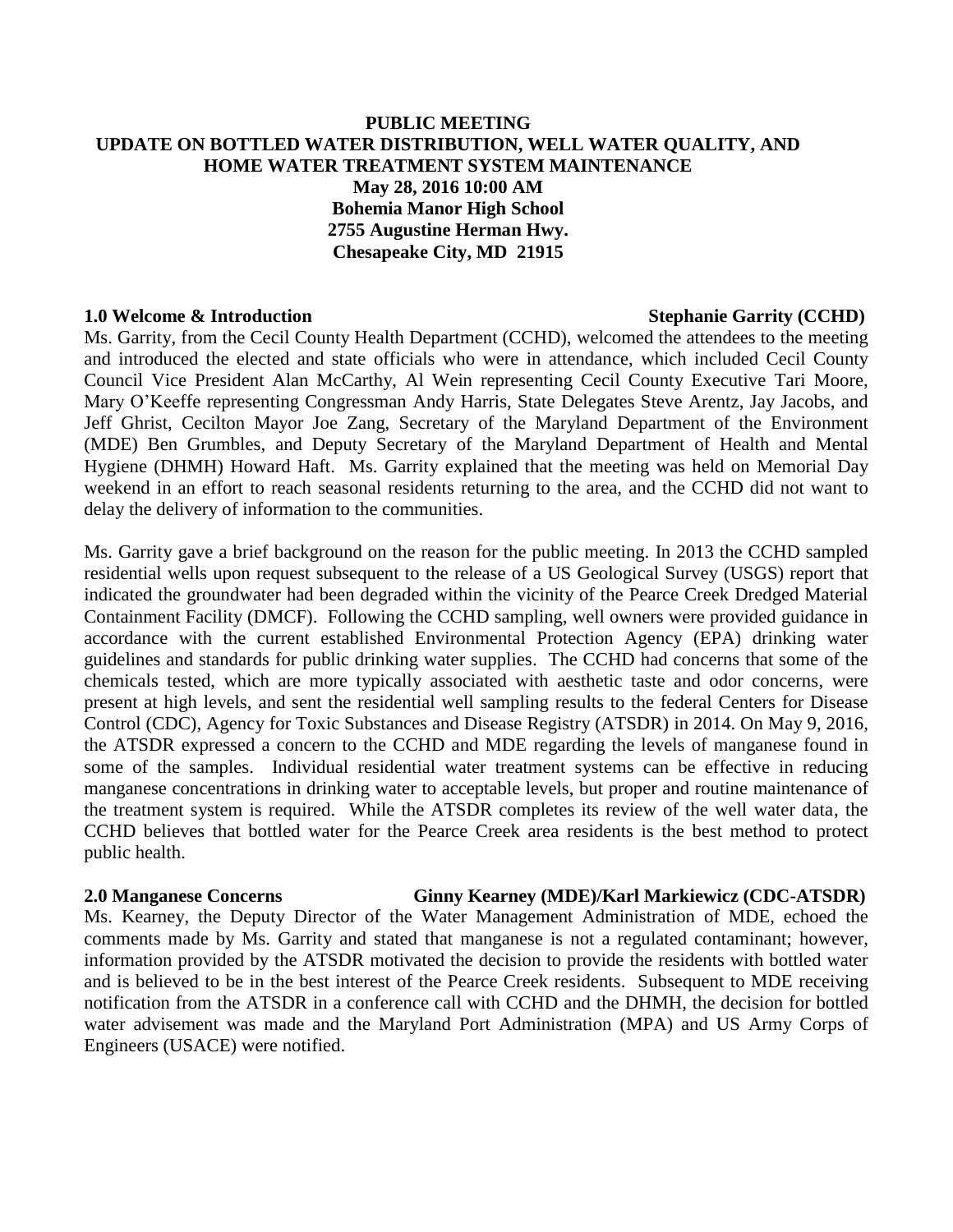# PUBLIC MEETING
# UPDATE ON BOTTLED WATER DISTRIBUTION, WELL WATER QUALITY, AND HOME WATER TREATMENT SYSTEM MAINTENANCE

**May 28, 2016 10:00 AM**
**Bohemia Manor High School**
**2755 Augustine Herman Hwy.**
**Chesapeake City, MD 21915**

## 1.0 Welcome & Introduction — Stephanie Garrity (CCHD)

Ms. Garrity, from the Cecil County Health Department (CCHD), welcomed the attendees to the meeting and introduced the elected and state officials who were in attendance, which included Cecil County Council Vice President Alan McCarthy, Al Wein representing Cecil County Executive Tari Moore, Mary O'Keeffe representing Congressman Andy Harris, State Delegates Steve Arentz, Jay Jacobs, and Jeff Ghrist, Cecilton Mayor Joe Zang, Secretary of the Maryland Department of the Environment (MDE) Ben Grumbles, and Deputy Secretary of the Maryland Department of Health and Mental Hygiene (DHMH) Howard Haft. Ms. Garrity explained that the meeting was held on Memorial Day weekend in an effort to reach seasonal residents returning to the area, and the CCHD did not want to delay the delivery of information to the communities.

Ms. Garrity gave a brief background on the reason for the public meeting. In 2013 the CCHD sampled residential wells upon request subsequent to the release of a US Geological Survey (USGS) report that indicated the groundwater had been degraded within the vicinity of the Pearce Creek Dredged Material Containment Facility (DMCF). Following the CCHD sampling, well owners were provided guidance in accordance with the current established Environmental Protection Agency (EPA) drinking water guidelines and standards for public drinking water supplies. The CCHD had concerns that some of the chemicals tested, which are more typically associated with aesthetic taste and odor concerns, were present at high levels, and sent the residential well sampling results to the federal Centers for Disease Control (CDC), Agency for Toxic Substances and Disease Registry (ATSDR) in 2014. On May 9, 2016, the ATSDR expressed a concern to the CCHD and MDE regarding the levels of manganese found in some of the samples. Individual residential water treatment systems can be effective in reducing manganese concentrations in drinking water to acceptable levels, but proper and routine maintenance of the treatment system is required. While the ATSDR completes its review of the well water data, the CCHD believes that bottled water for the Pearce Creek area residents is the best method to protect public health.

## 2.0 Manganese Concerns — Ginny Kearney (MDE)/Karl Markiewicz (CDC-ATSDR)

Ms. Kearney, the Deputy Director of the Water Management Administration of MDE, echoed the comments made by Ms. Garrity and stated that manganese is not a regulated contaminant; however, information provided by the ATSDR motivated the decision to provide the residents with bottled water and is believed to be in the best interest of the Pearce Creek residents. Subsequent to MDE receiving notification from the ATSDR in a conference call with CCHD and the DHMH, the decision for bottled water advisement was made and the Maryland Port Administration (MPA) and US Army Corps of Engineers (USACE) were notified.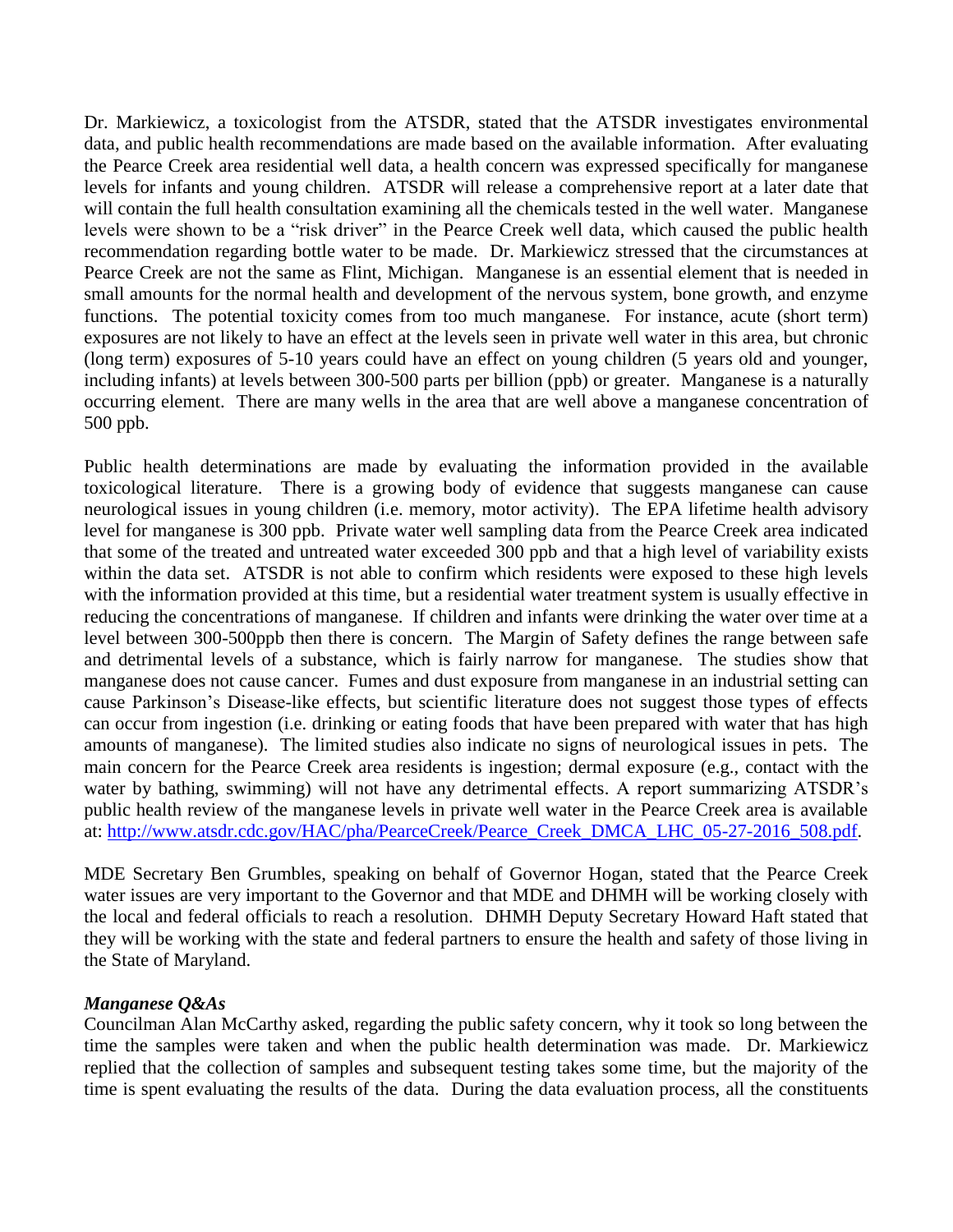Dr. Markiewicz, a toxicologist from the ATSDR, stated that the ATSDR investigates environmental data, and public health recommendations are made based on the available information. After evaluating the Pearce Creek area residential well data, a health concern was expressed specifically for manganese levels for infants and young children. ATSDR will release a comprehensive report at a later date that will contain the full health consultation examining all the chemicals tested in the well water. Manganese levels were shown to be a "risk driver" in the Pearce Creek well data, which caused the public health recommendation regarding bottle water to be made. Dr. Markiewicz stressed that the circumstances at Pearce Creek are not the same as Flint, Michigan. Manganese is an essential element that is needed in small amounts for the normal health and development of the nervous system, bone growth, and enzyme functions. The potential toxicity comes from too much manganese. For instance, acute (short term) exposures are not likely to have an effect at the levels seen in private well water in this area, but chronic (long term) exposures of 5-10 years could have an effect on young children (5 years old and younger, including infants) at levels between 300-500 parts per billion (ppb) or greater. Manganese is a naturally occurring element. There are many wells in the area that are well above a manganese concentration of 500 ppb.

Public health determinations are made by evaluating the information provided in the available toxicological literature. There is a growing body of evidence that suggests manganese can cause neurological issues in young children (i.e. memory, motor activity). The EPA lifetime health advisory level for manganese is 300 ppb. Private water well sampling data from the Pearce Creek area indicated that some of the treated and untreated water exceeded 300 ppb and that a high level of variability exists within the data set. ATSDR is not able to confirm which residents were exposed to these high levels with the information provided at this time, but a residential water treatment system is usually effective in reducing the concentrations of manganese. If children and infants were drinking the water over time at a level between 300-500ppb then there is concern. The Margin of Safety defines the range between safe and detrimental levels of a substance, which is fairly narrow for manganese. The studies show that manganese does not cause cancer. Fumes and dust exposure from manganese in an industrial setting can cause Parkinson's Disease-like effects, but scientific literature does not suggest those types of effects can occur from ingestion (i.e. drinking or eating foods that have been prepared with water that has high amounts of manganese). The limited studies also indicate no signs of neurological issues in pets. The main concern for the Pearce Creek area residents is ingestion; dermal exposure (e.g., contact with the water by bathing, swimming) will not have any detrimental effects. A report summarizing ATSDR's public health review of the manganese levels in private well water in the Pearce Creek area is available at: [http://www.atsdr.cdc.gov/HAC/pha/PearceCreek/Pearce_Creek_DMCA_LHC_05-27-2016_508.pdf](http://www.atsdr.cdc.gov/HAC/pha/PearceCreek/Pearce_Creek_DMCA_LHC_05-27-2016_508.pdf).

MDE Secretary Ben Grumbles, speaking on behalf of Governor Hogan, stated that the Pearce Creek water issues are very important to the Governor and that MDE and DHMH will be working closely with the local and federal officials to reach a resolution. DHMH Deputy Secretary Howard Haft stated that they will be working with the state and federal partners to ensure the health and safety of those living in the State of Maryland.

***Manganese Q&As***

Councilman Alan McCarthy asked, regarding the public safety concern, why it took so long between the time the samples were taken and when the public health determination was made. Dr. Markiewicz replied that the collection of samples and subsequent testing takes some time, but the majority of the time is spent evaluating the results of the data. During the data evaluation process, all the constituents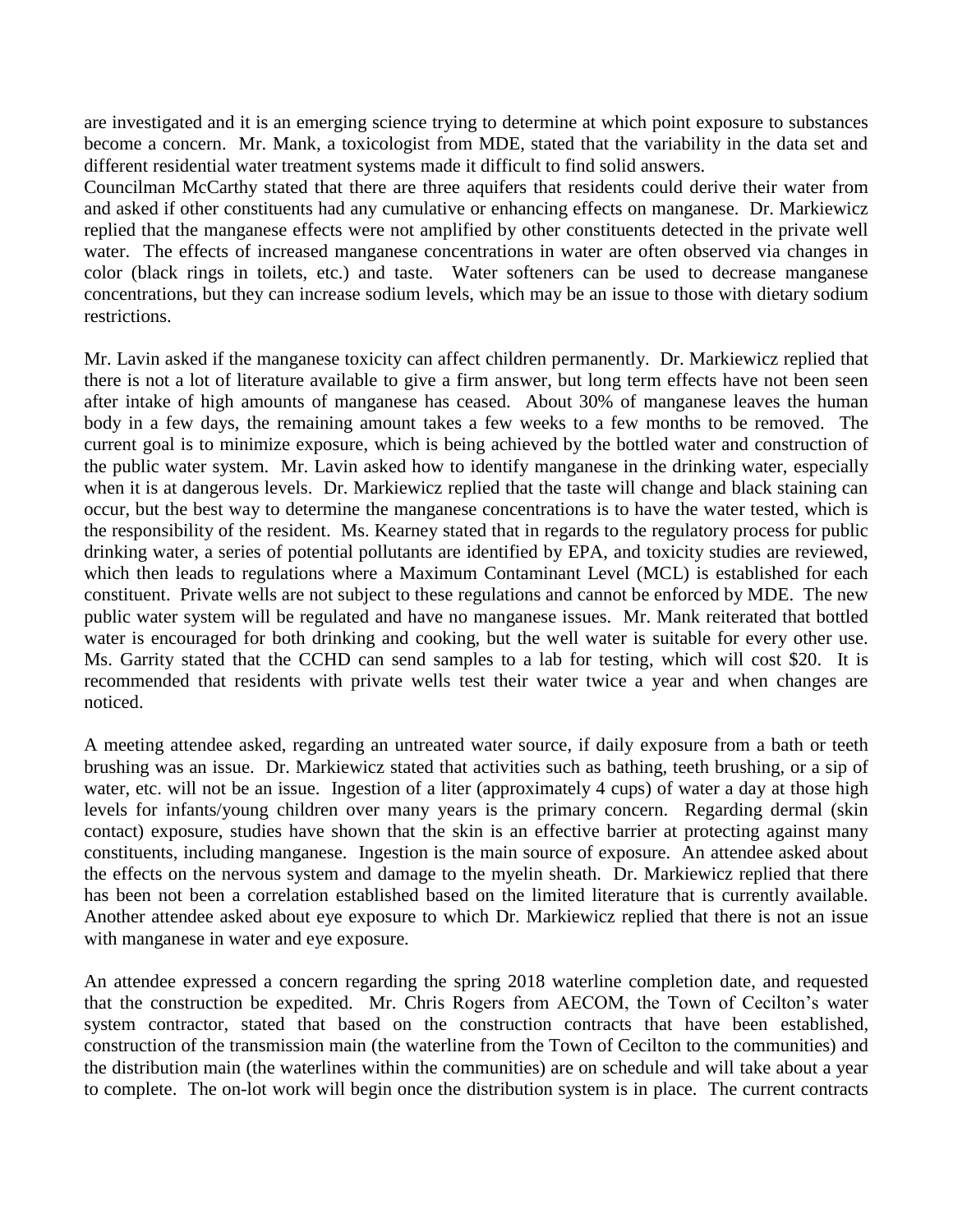are investigated and it is an emerging science trying to determine at which point exposure to substances become a concern. Mr. Mank, a toxicologist from MDE, stated that the variability in the data set and different residential water treatment systems made it difficult to find solid answers.

Councilman McCarthy stated that there are three aquifers that residents could derive their water from and asked if other constituents had any cumulative or enhancing effects on manganese. Dr. Markiewicz replied that the manganese effects were not amplified by other constituents detected in the private well water. The effects of increased manganese concentrations in water are often observed via changes in color (black rings in toilets, etc.) and taste. Water softeners can be used to decrease manganese concentrations, but they can increase sodium levels, which may be an issue to those with dietary sodium restrictions.

Mr. Lavin asked if the manganese toxicity can affect children permanently. Dr. Markiewicz replied that there is not a lot of literature available to give a firm answer, but long term effects have not been seen after intake of high amounts of manganese has ceased. About 30% of manganese leaves the human body in a few days, the remaining amount takes a few weeks to a few months to be removed. The current goal is to minimize exposure, which is being achieved by the bottled water and construction of the public water system. Mr. Lavin asked how to identify manganese in the drinking water, especially when it is at dangerous levels. Dr. Markiewicz replied that the taste will change and black staining can occur, but the best way to determine the manganese concentrations is to have the water tested, which is the responsibility of the resident. Ms. Kearney stated that in regards to the regulatory process for public drinking water, a series of potential pollutants are identified by EPA, and toxicity studies are reviewed, which then leads to regulations where a Maximum Contaminant Level (MCL) is established for each constituent. Private wells are not subject to these regulations and cannot be enforced by MDE. The new public water system will be regulated and have no manganese issues. Mr. Mank reiterated that bottled water is encouraged for both drinking and cooking, but the well water is suitable for every other use. Ms. Garrity stated that the CCHD can send samples to a lab for testing, which will cost $20. It is recommended that residents with private wells test their water twice a year and when changes are noticed.

A meeting attendee asked, regarding an untreated water source, if daily exposure from a bath or teeth brushing was an issue. Dr. Markiewicz stated that activities such as bathing, teeth brushing, or a sip of water, etc. will not be an issue. Ingestion of a liter (approximately 4 cups) of water a day at those high levels for infants/young children over many years is the primary concern. Regarding dermal (skin contact) exposure, studies have shown that the skin is an effective barrier at protecting against many constituents, including manganese. Ingestion is the main source of exposure. An attendee asked about the effects on the nervous system and damage to the myelin sheath. Dr. Markiewicz replied that there has been not been a correlation established based on the limited literature that is currently available. Another attendee asked about eye exposure to which Dr. Markiewicz replied that there is not an issue with manganese in water and eye exposure.

An attendee expressed a concern regarding the spring 2018 waterline completion date, and requested that the construction be expedited. Mr. Chris Rogers from AECOM, the Town of Cecilton's water system contractor, stated that based on the construction contracts that have been established, construction of the transmission main (the waterline from the Town of Cecilton to the communities) and the distribution main (the waterlines within the communities) are on schedule and will take about a year to complete. The on-lot work will begin once the distribution system is in place. The current contracts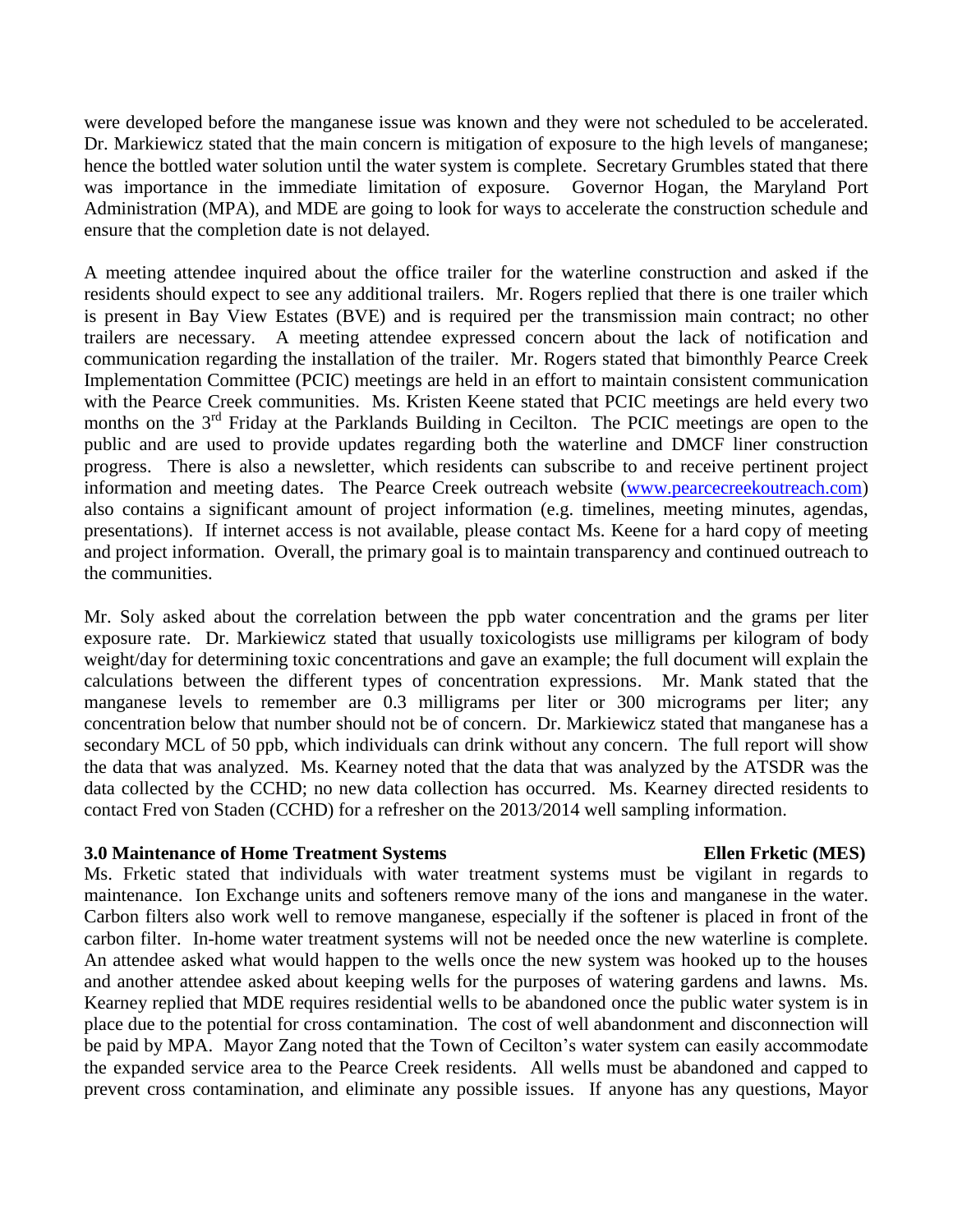were developed before the manganese issue was known and they were not scheduled to be accelerated. Dr. Markiewicz stated that the main concern is mitigation of exposure to the high levels of manganese; hence the bottled water solution until the water system is complete. Secretary Grumbles stated that there was importance in the immediate limitation of exposure. Governor Hogan, the Maryland Port Administration (MPA), and MDE are going to look for ways to accelerate the construction schedule and ensure that the completion date is not delayed.

A meeting attendee inquired about the office trailer for the waterline construction and asked if the residents should expect to see any additional trailers. Mr. Rogers replied that there is one trailer which is present in Bay View Estates (BVE) and is required per the transmission main contract; no other trailers are necessary. A meeting attendee expressed concern about the lack of notification and communication regarding the installation of the trailer. Mr. Rogers stated that bimonthly Pearce Creek Implementation Committee (PCIC) meetings are held in an effort to maintain consistent communication with the Pearce Creek communities. Ms. Kristen Keene stated that PCIC meetings are held every two months on the 3rd Friday at the Parklands Building in Cecilton. The PCIC meetings are open to the public and are used to provide updates regarding both the waterline and DMCF liner construction progress. There is also a newsletter, which residents can subscribe to and receive pertinent project information and meeting dates. The Pearce Creek outreach website (www.pearcecreekoutreach.com) also contains a significant amount of project information (e.g. timelines, meeting minutes, agendas, presentations). If internet access is not available, please contact Ms. Keene for a hard copy of meeting and project information. Overall, the primary goal is to maintain transparency and continued outreach to the communities.

Mr. Soly asked about the correlation between the ppb water concentration and the grams per liter exposure rate. Dr. Markiewicz stated that usually toxicologists use milligrams per kilogram of body weight/day for determining toxic concentrations and gave an example; the full document will explain the calculations between the different types of concentration expressions. Mr. Mank stated that the manganese levels to remember are 0.3 milligrams per liter or 300 micrograms per liter; any concentration below that number should not be of concern. Dr. Markiewicz stated that manganese has a secondary MCL of 50 ppb, which individuals can drink without any concern. The full report will show the data that was analyzed. Ms. Kearney noted that the data that was analyzed by the ATSDR was the data collected by the CCHD; no new data collection has occurred. Ms. Kearney directed residents to contact Fred von Staden (CCHD) for a refresher on the 2013/2014 well sampling information.

### 3.0 Maintenance of Home Treatment Systems — Ellen Frketic (MES)

Ms. Frketic stated that individuals with water treatment systems must be vigilant in regards to maintenance. Ion Exchange units and softeners remove many of the ions and manganese in the water. Carbon filters also work well to remove manganese, especially if the softener is placed in front of the carbon filter. In-home water treatment systems will not be needed once the new waterline is complete. An attendee asked what would happen to the wells once the new system was hooked up to the houses and another attendee asked about keeping wells for the purposes of watering gardens and lawns. Ms. Kearney replied that MDE requires residential wells to be abandoned once the public water system is in place due to the potential for cross contamination. The cost of well abandonment and disconnection will be paid by MPA. Mayor Zang noted that the Town of Cecilton's water system can easily accommodate the expanded service area to the Pearce Creek residents. All wells must be abandoned and capped to prevent cross contamination, and eliminate any possible issues. If anyone has any questions, Mayor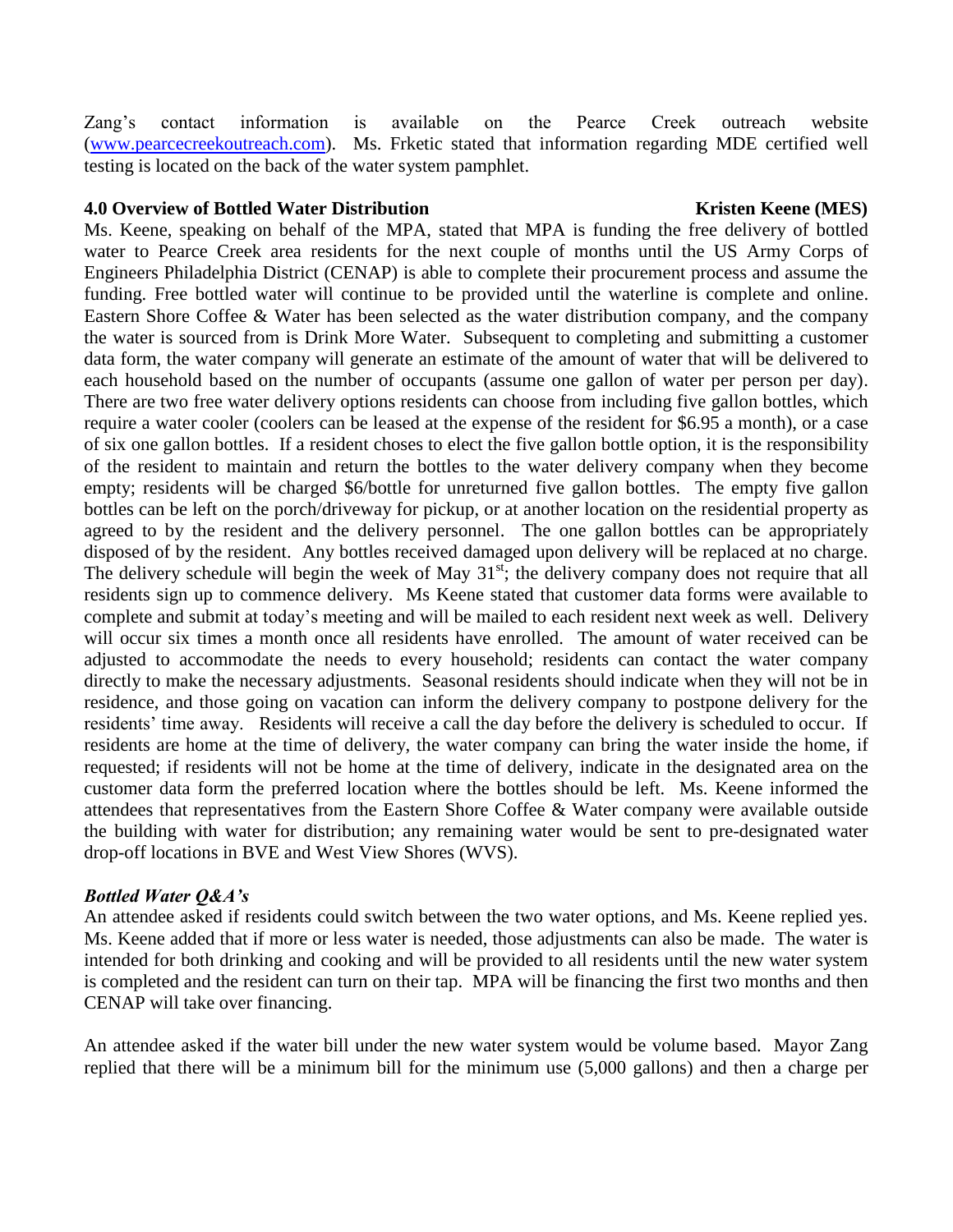Zang's contact information is available on the Pearce Creek outreach website ([www.pearcecreekoutreach.com](http://www.pearcecreekoutreach.com)). Ms. Frketic stated that information regarding MDE certified well testing is located on the back of the water system pamphlet.

**4.0 Overview of Bottled Water Distribution** **Kristen Keene (MES)**

Ms. Keene, speaking on behalf of the MPA, stated that MPA is funding the free delivery of bottled water to Pearce Creek area residents for the next couple of months until the US Army Corps of Engineers Philadelphia District (CENAP) is able to complete their procurement process and assume the funding. Free bottled water will continue to be provided until the waterline is complete and online. Eastern Shore Coffee & Water has been selected as the water distribution company, and the company the water is sourced from is Drink More Water. Subsequent to completing and submitting a customer data form, the water company will generate an estimate of the amount of water that will be delivered to each household based on the number of occupants (assume one gallon of water per person per day). There are two free water delivery options residents can choose from including five gallon bottles, which require a water cooler (coolers can be leased at the expense of the resident for $6.95 a month), or a case of six one gallon bottles. If a resident choses to elect the five gallon bottle option, it is the responsibility of the resident to maintain and return the bottles to the water delivery company when they become empty; residents will be charged $6/bottle for unreturned five gallon bottles. The empty five gallon bottles can be left on the porch/driveway for pickup, or at another location on the residential property as agreed to by the resident and the delivery personnel. The one gallon bottles can be appropriately disposed of by the resident. Any bottles received damaged upon delivery will be replaced at no charge. The delivery schedule will begin the week of May 31st; the delivery company does not require that all residents sign up to commence delivery. Ms Keene stated that customer data forms were available to complete and submit at today's meeting and will be mailed to each resident next week as well. Delivery will occur six times a month once all residents have enrolled. The amount of water received can be adjusted to accommodate the needs to every household; residents can contact the water company directly to make the necessary adjustments. Seasonal residents should indicate when they will not be in residence, and those going on vacation can inform the delivery company to postpone delivery for the residents' time away. Residents will receive a call the day before the delivery is scheduled to occur. If residents are home at the time of delivery, the water company can bring the water inside the home, if requested; if residents will not be home at the time of delivery, indicate in the designated area on the customer data form the preferred location where the bottles should be left. Ms. Keene informed the attendees that representatives from the Eastern Shore Coffee & Water company were available outside the building with water for distribution; any remaining water would be sent to pre-designated water drop-off locations in BVE and West View Shores (WVS).

***Bottled Water Q&A's***

An attendee asked if residents could switch between the two water options, and Ms. Keene replied yes. Ms. Keene added that if more or less water is needed, those adjustments can also be made. The water is intended for both drinking and cooking and will be provided to all residents until the new water system is completed and the resident can turn on their tap. MPA will be financing the first two months and then CENAP will take over financing.

An attendee asked if the water bill under the new water system would be volume based. Mayor Zang replied that there will be a minimum bill for the minimum use (5,000 gallons) and then a charge per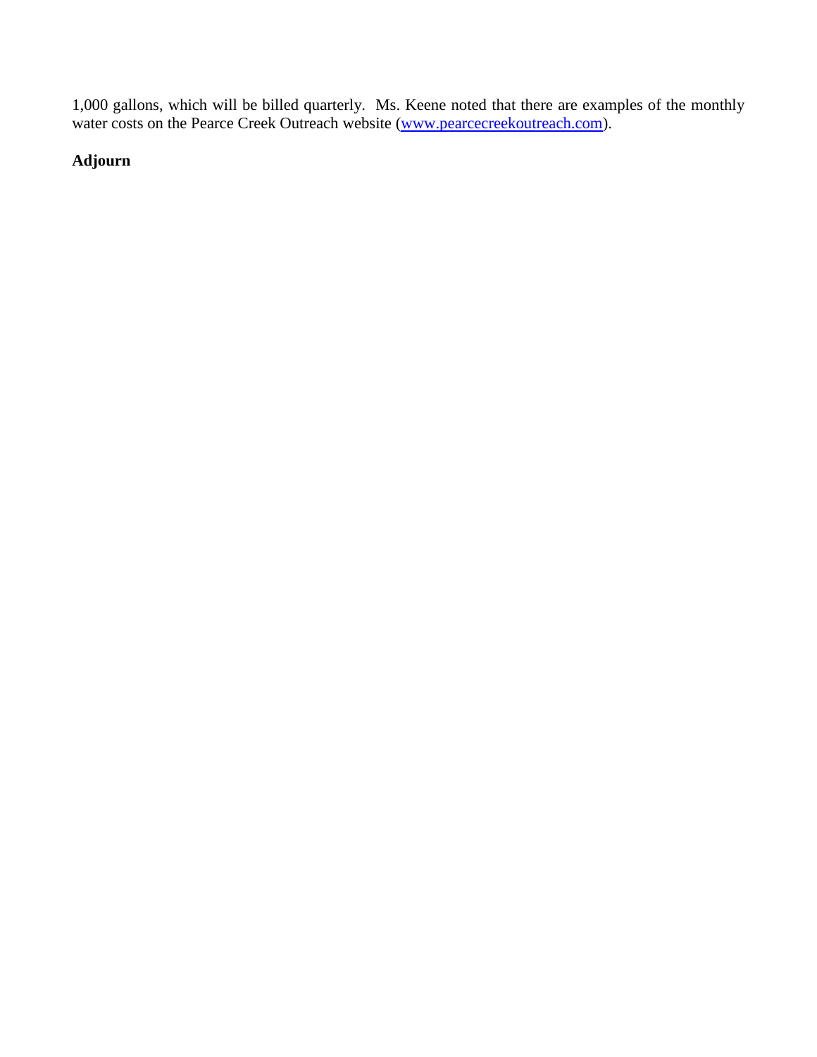1,000 gallons, which will be billed quarterly. Ms. Keene noted that there are examples of the monthly water costs on the Pearce Creek Outreach website ([www.pearcecreekoutreach.com](http://www.pearcecreekoutreach.com)).

**Adjourn**